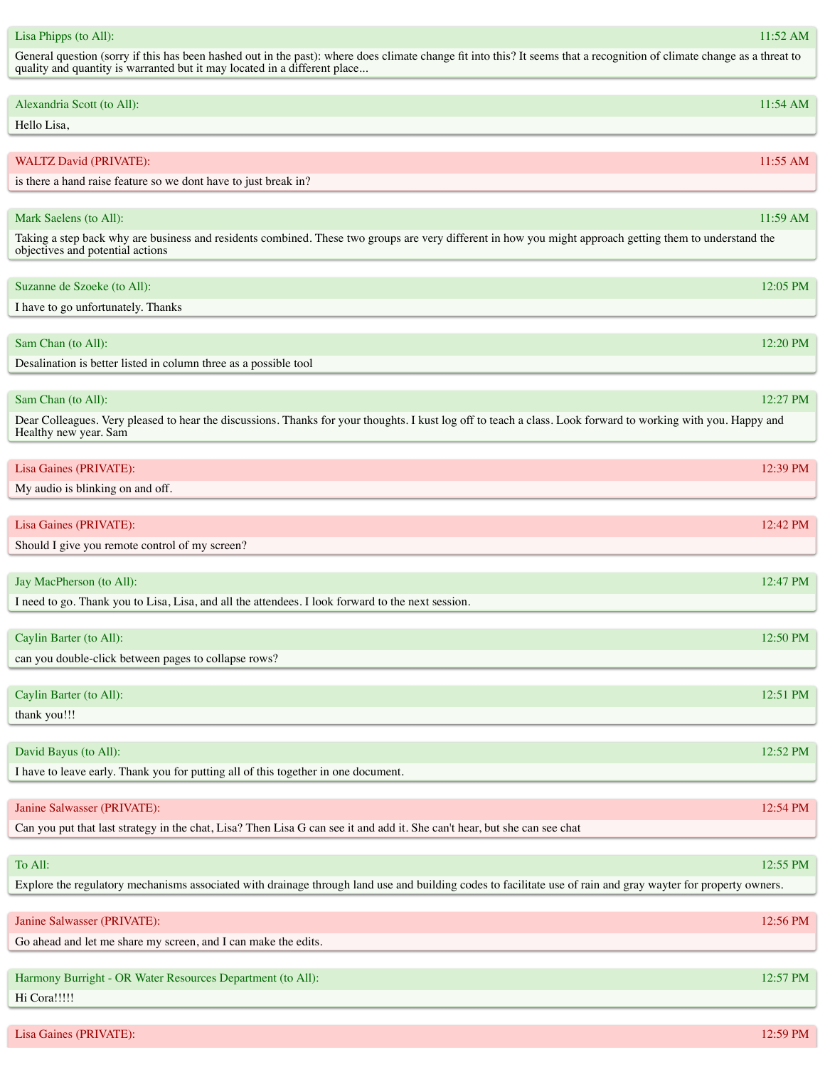**Lisa Phipps (to All):** 11:52 AM

General question (sorry if this has been hashed out in the past): where does climate change fit into this? It seems that a recognition of climate change as a threat to quality and quantity is warranted but it may located in a different place...

**Alexandria Scott (to All):** 11:54 AM

Hello Lisa,

**WALTZ David (PRIVATE):** 11:55 AM

is there a hand raise feature so we dont have to just break in?

**Mark Saelens (to All):** 11:59 AM

Taking a step back why are business and residents combined. These two groups are very different in how you might approach getting them to understand the objectives and potential actions

**Suzanne de Szoeke (to All):** 12:05 PM

I have to go unfortunately. Thanks

**Sam Chan (to All):** 12:20 PM

Desalination is better listed in column three as a possible tool

**Sam Chan (to All):** 12:27 PM

Dear Colleagues. Very pleased to hear the discussions. Thanks for your thoughts. I kust log off to teach a class. Look forward to working with you. Happy and Healthy new year. Sam

**Lisa Gaines (PRIVATE):** 12:39 PM

My audio is blinking on and off.

**Lisa Gaines (PRIVATE):** 12:42 PM

Should I give you remote control of my screen?

**Jay MacPherson (to All):** 12:47 PM

I need to go. Thank you to Lisa, Lisa, and all the attendees. I look forward to the next session.

**Caylin Barter (to All):** 12:50 PM

can you double-click between pages to collapse rows?

**Caylin Barter (to All):** 12:51 PM

thank you!!!

**David Bayus (to All):** 12:52 PM

I have to leave early. Thank you for putting all of this together in one document.

**Janine Salwasser (PRIVATE):** 12:54 PM

Can you put that last strategy in the chat, Lisa? Then Lisa G can see it and add it. She can't hear, but she can see chat

**To All:** 12:55 PM

Explore the regulatory mechanisms associated with drainage through land use and building codes to facilitate use of rain and gray wayter for property owners.

**Janine Salwasser (PRIVATE):** 12:56 PM

Go ahead and let me share my screen, and I can make the edits.

**Harmony Burright - OR Water Resources Department (to All):** 12:57 PM

Hi Cora!!!!!

**Lisa Gaines (PRIVATE):** 12:59 PM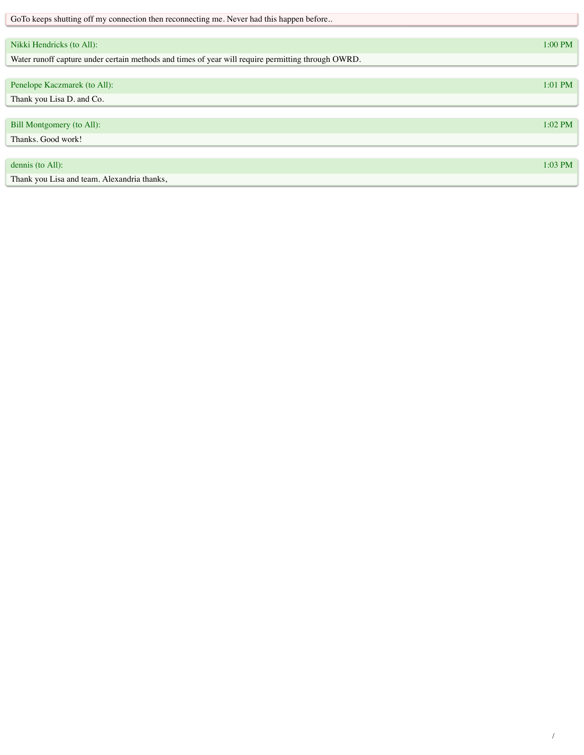GoTo keeps shutting off my connection then reconnecting me. Never had this happen before..

Nikki Hendricks (to All): 1:00 PM

Water runoff capture under certain methods and times of year will require permitting through OWRD.

Penelope Kaczmarek (to All): 1:01 PM

Thank you Lisa D. and Co.

Bill Montgomery (to All): 1:02 PM

Thanks. Good work!

dennis (to All): 1:03 PM

Thank you Lisa and team. Alexandria thanks,